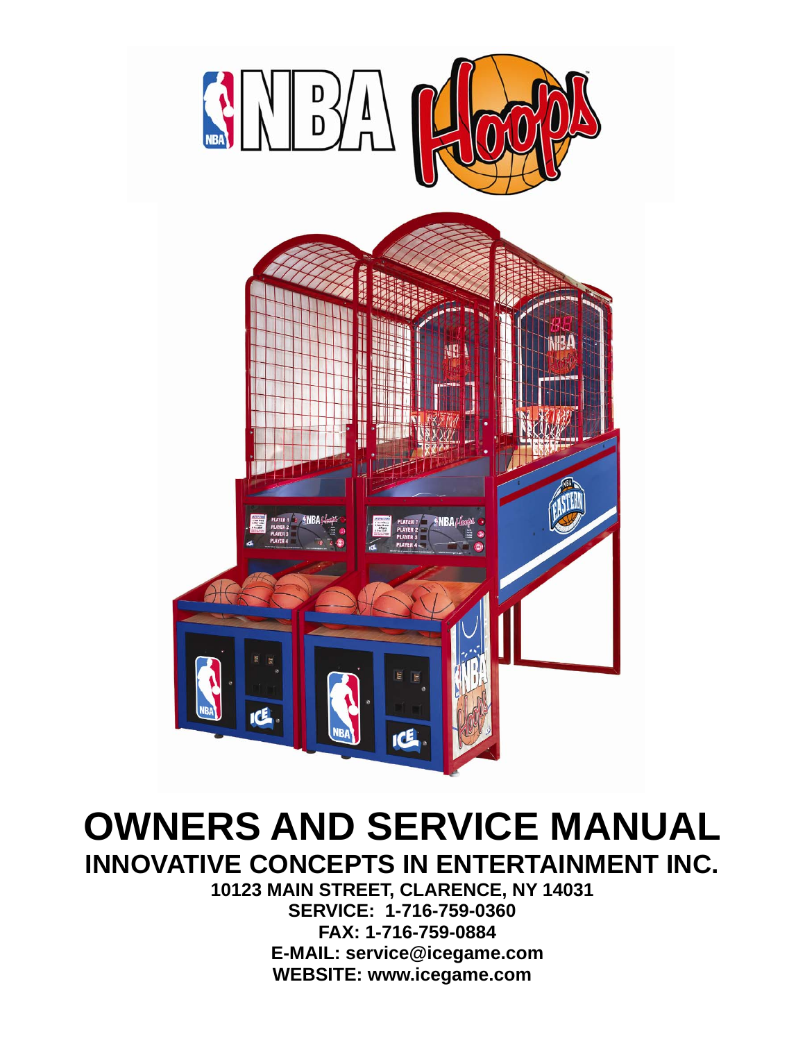# OWNERS AND SERVICE MANUAL

## INNOVATIVE CONCEPTS IN ENTERTAINMENT INC.

**10123 MAIN STREET, CLARENCE, NY 14031**
**SERVICE: 1-716-759-0360**
**FAX: 1-716-759-0884**
**E-MAIL: service@icegame.com**
**WEBSITE: www.icegame.com**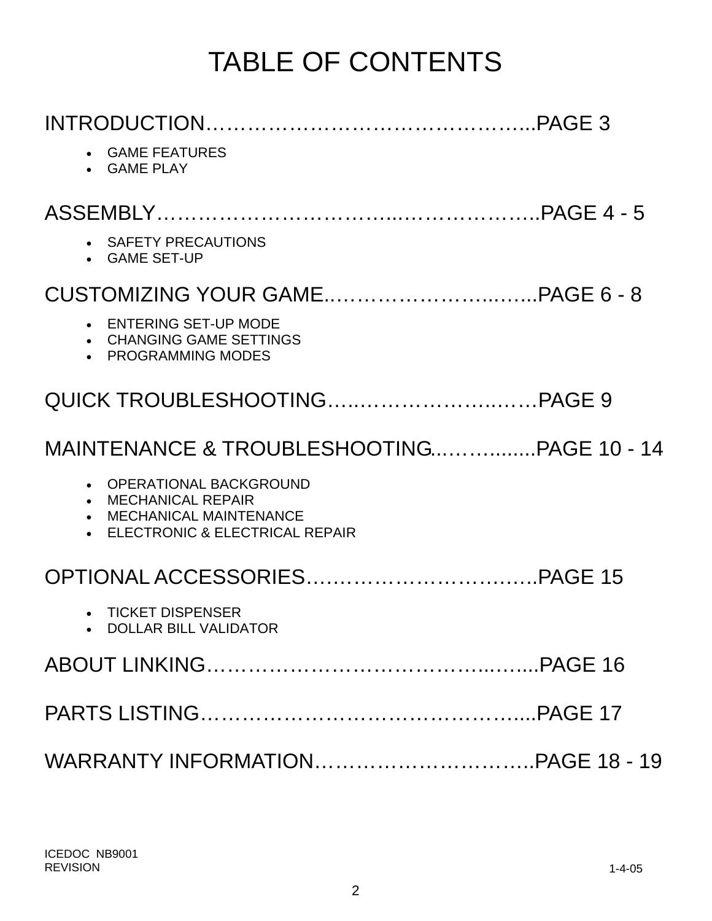# TABLE OF CONTENTS

INTRODUCTION……………………………………………..PAGE 3

- GAME FEATURES
- GAME PLAY

ASSEMBLY…………………………...………………..PAGE 4 - 5

- SAFETY PRECAUTIONS
- GAME SET-UP

CUSTOMIZING YOUR GAME..……………………...…...PAGE 6 - 8

- ENTERING SET-UP MODE
- CHANGING GAME SETTINGS
- PROGRAMMING MODES

QUICK TROUBLESHOOTING…..…………………..……PAGE 9

MAINTENANCE & TROUBLESHOOTING..……..........PAGE 10 - 14

- OPERATIONAL BACKGROUND
- MECHANICAL REPAIR
- MECHANICAL MAINTENANCE
- ELECTRONIC & ELECTRICAL REPAIR

OPTIONAL ACCESSORIES…………………………….PAGE 15

- TICKET DISPENSER
- DOLLAR BILL VALIDATOR

ABOUT LINKING……………………………………...…....PAGE 16

PARTS LISTING………………………………………......PAGE 17

WARRANTY INFORMATION………………………….PAGE 18 - 19

ICEDOC NB9001
REVISION 1-4-05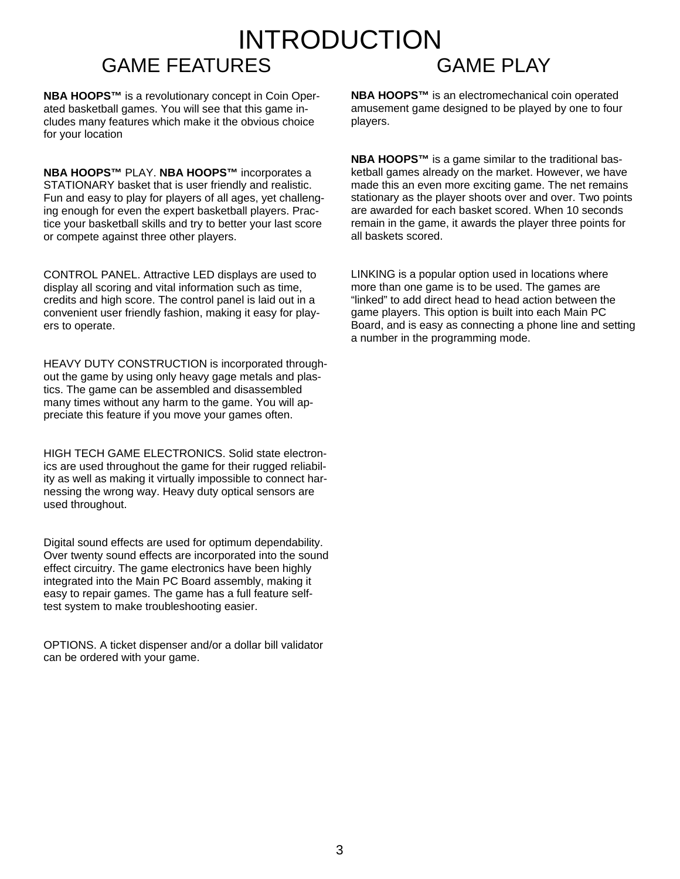# INTRODUCTION

## GAME FEATURES

**NBA HOOPS™** is a revolutionary concept in Coin Operated basketball games. You will see that this game includes many features which make it the obvious choice for your location

**NBA HOOPS™** PLAY. **NBA HOOPS™** incorporates a STATIONARY basket that is user friendly and realistic. Fun and easy to play for players of all ages, yet challenging enough for even the expert basketball players. Practice your basketball skills and try to better your last score or compete against three other players.

CONTROL PANEL. Attractive LED displays are used to display all scoring and vital information such as time, credits and high score. The control panel is laid out in a convenient user friendly fashion, making it easy for players to operate.

HEAVY DUTY CONSTRUCTION is incorporated throughout the game by using only heavy gage metals and plastics. The game can be assembled and disassembled many times without any harm to the game. You will appreciate this feature if you move your games often.

HIGH TECH GAME ELECTRONICS. Solid state electronics are used throughout the game for their rugged reliability as well as making it virtually impossible to connect harnessing the wrong way. Heavy duty optical sensors are used throughout.

Digital sound effects are used for optimum dependability. Over twenty sound effects are incorporated into the sound effect circuitry. The game electronics have been highly integrated into the Main PC Board assembly, making it easy to repair games. The game has a full feature self-test system to make troubleshooting easier.

OPTIONS. A ticket dispenser and/or a dollar bill validator can be ordered with your game.

## GAME PLAY

**NBA HOOPS™** is an electromechanical coin operated amusement game designed to be played by one to four players.

**NBA HOOPS™** is a game similar to the traditional basketball games already on the market. However, we have made this an even more exciting game. The net remains stationary as the player shoots over and over. Two points are awarded for each basket scored. When 10 seconds remain in the game, it awards the player three points for all baskets scored.

LINKING is a popular option used in locations where more than one game is to be used. The games are "linked" to add direct head to head action between the game players. This option is built into each Main PC Board, and is easy as connecting a phone line and setting a number in the programming mode.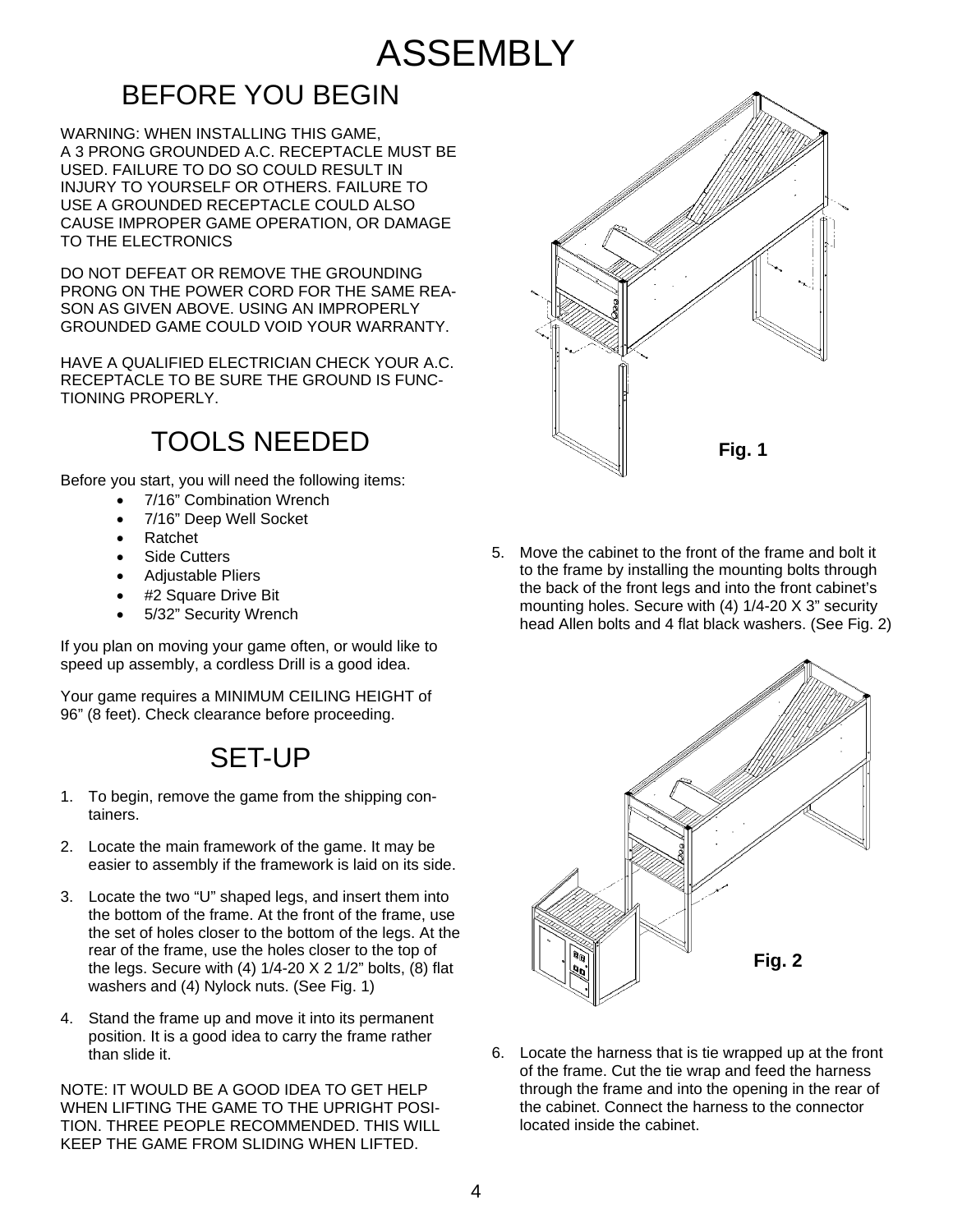# ASSEMBLY

## BEFORE YOU BEGIN

WARNING: WHEN INSTALLING THIS GAME, A 3 PRONG GROUNDED A.C. RECEPTACLE MUST BE USED. FAILURE TO DO SO COULD RESULT IN INJURY TO YOURSELF OR OTHERS. FAILURE TO USE A GROUNDED RECEPTACLE COULD ALSO CAUSE IMPROPER GAME OPERATION, OR DAMAGE TO THE ELECTRONICS

DO NOT DEFEAT OR REMOVE THE GROUNDING PRONG ON THE POWER CORD FOR THE SAME REASON AS GIVEN ABOVE. USING AN IMPROPERLY GROUNDED GAME COULD VOID YOUR WARRANTY.

HAVE A QUALIFIED ELECTRICIAN CHECK YOUR A.C. RECEPTACLE TO BE SURE THE GROUND IS FUNCTIONING PROPERLY.

## TOOLS NEEDED

Before you start, you will need the following items:

- 7/16" Combination Wrench
- 7/16" Deep Well Socket
- Ratchet
- Side Cutters
- Adjustable Pliers
- #2 Square Drive Bit
- 5/32" Security Wrench

If you plan on moving your game often, or would like to speed up assembly, a cordless Drill is a good idea.

Your game requires a MINIMUM CEILING HEIGHT of 96" (8 feet). Check clearance before proceeding.

## SET-UP

1. To begin, remove the game from the shipping containers.
2. Locate the main framework of the game. It may be easier to assembly if the framework is laid on its side.
3. Locate the two "U" shaped legs, and insert them into the bottom of the frame. At the front of the frame, use the set of holes closer to the bottom of the legs. At the rear of the frame, use the holes closer to the top of the legs. Secure with (4) 1/4-20 X 2 1/2" bolts, (8) flat washers and (4) Nylock nuts. (See Fig. 1)
4. Stand the frame up and move it into its permanent position. It is a good idea to carry the frame rather than slide it.

NOTE: IT WOULD BE A GOOD IDEA TO GET HELP WHEN LIFTING THE GAME TO THE UPRIGHT POSITION. THREE PEOPLE RECOMMENDED. THIS WILL KEEP THE GAME FROM SLIDING WHEN LIFTED.

**Fig. 1**

5. Move the cabinet to the front of the frame and bolt it to the frame by installing the mounting bolts through the back of the front legs and into the front cabinet's mounting holes. Secure with (4) 1/4-20 X 3" security head Allen bolts and 4 flat black washers. (See Fig. 2)

**Fig. 2**

6. Locate the harness that is tie wrapped up at the front of the frame. Cut the tie wrap and feed the harness through the frame and into the opening in the rear of the cabinet. Connect the harness to the connector located inside the cabinet.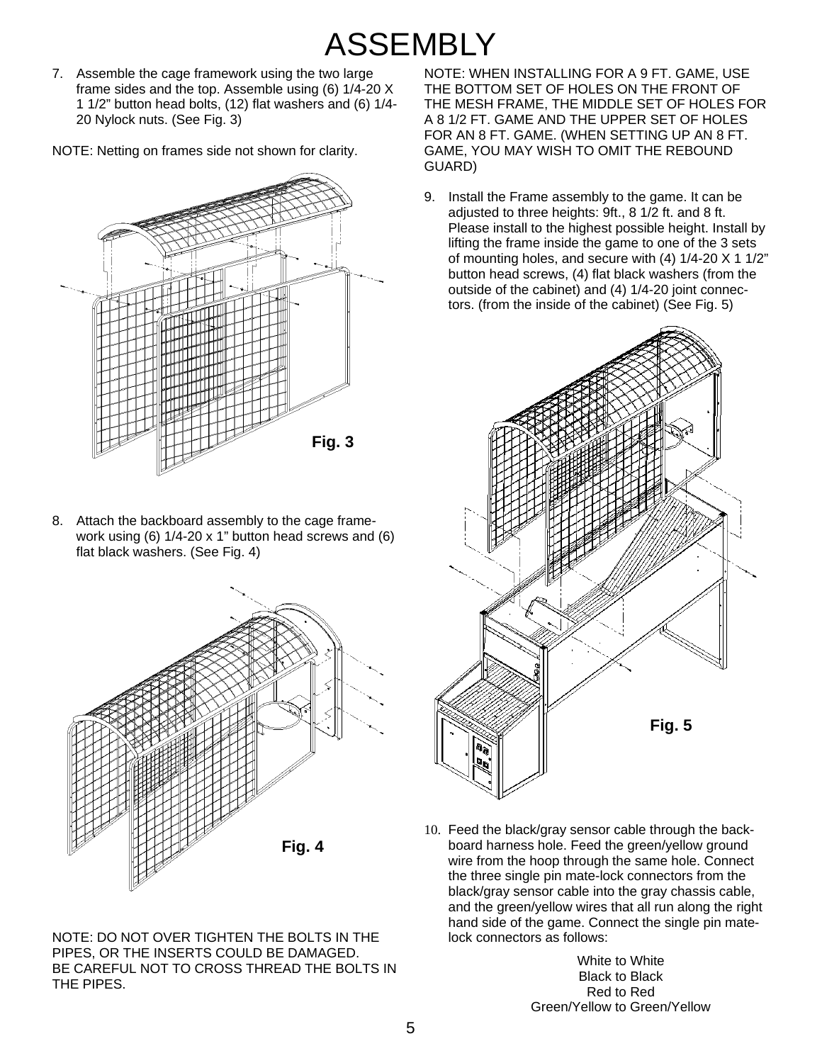# ASSEMBLY

7. Assemble the cage framework using the two large frame sides and the top. Assemble using (6) 1/4-20 X 1 1/2" button head bolts, (12) flat washers and (6) 1/4-20 Nylock nuts. (See Fig. 3)

NOTE: Netting on frames side not shown for clarity.

**Fig. 3**

8. Attach the backboard assembly to the cage framework using (6) 1/4-20 x 1" button head screws and (6) flat black washers. (See Fig. 4)

**Fig. 4**

NOTE: DO NOT OVER TIGHTEN THE BOLTS IN THE PIPES, OR THE INSERTS COULD BE DAMAGED.
BE CAREFUL NOT TO CROSS THREAD THE BOLTS IN THE PIPES.

NOTE: WHEN INSTALLING FOR A 9 FT. GAME, USE THE BOTTOM SET OF HOLES ON THE FRONT OF THE MESH FRAME, THE MIDDLE SET OF HOLES FOR A 8 1/2 FT. GAME AND THE UPPER SET OF HOLES FOR AN 8 FT. GAME. (WHEN SETTING UP AN 8 FT. GAME, YOU MAY WISH TO OMIT THE REBOUND GUARD)

9. Install the Frame assembly to the game. It can be adjusted to three heights: 9ft., 8 1/2 ft. and 8 ft. Please install to the highest possible height. Install by lifting the frame inside the game to one of the 3 sets of mounting holes, and secure with (4) 1/4-20 X 1 1/2" button head screws, (4) flat black washers (from the outside of the cabinet) and (4) 1/4-20 joint connectors. (from the inside of the cabinet) (See Fig. 5)

**Fig. 5**

10. Feed the black/gray sensor cable through the backboard harness hole. Feed the green/yellow ground wire from the hoop through the same hole. Connect the three single pin mate-lock connectors from the black/gray sensor cable into the gray chassis cable, and the green/yellow wires that all run along the right hand side of the game. Connect the single pin mate-lock connectors as follows:

White to White
Black to Black
Red to Red
Green/Yellow to Green/Yellow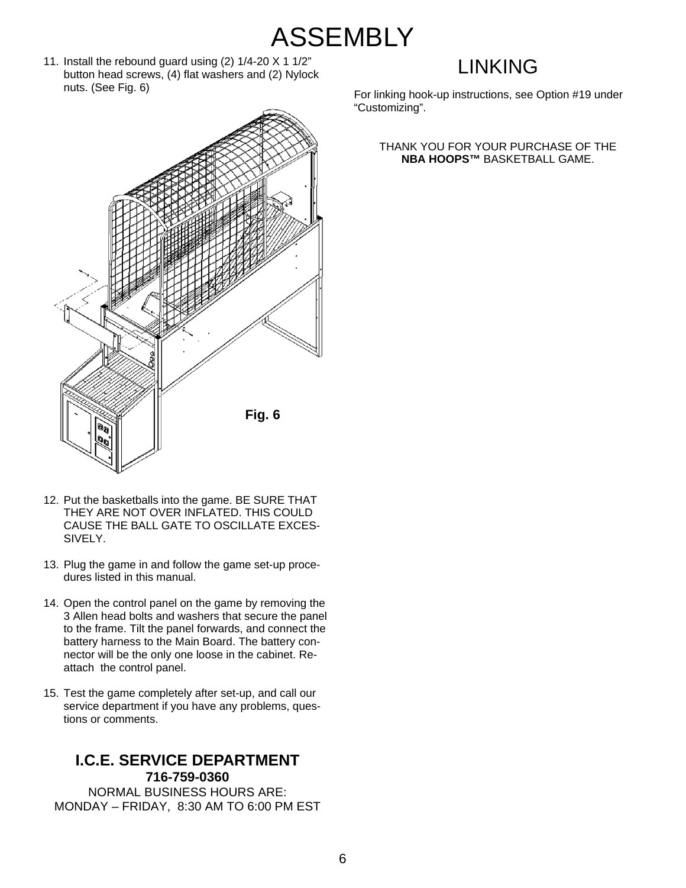# ASSEMBLY

11. Install the rebound guard using (2) 1/4-20 X 1 1/2" button head screws, (4) flat washers and (2) Nylock nuts. (See Fig. 6)

**Fig. 6**

12. Put the basketballs into the game. BE SURE THAT THEY ARE NOT OVER INFLATED. THIS COULD CAUSE THE BALL GATE TO OSCILLATE EXCESSIVELY.

13. Plug the game in and follow the game set-up procedures listed in this manual.

14. Open the control panel on the game by removing the 3 Allen head bolts and washers that secure the panel to the frame. Tilt the panel forwards, and connect the battery harness to the Main Board. The battery connector will be the only one loose in the cabinet. Re-attach the control panel.

15. Test the game completely after set-up, and call our service department if you have any problems, questions or comments.

### I.C.E. SERVICE DEPARTMENT

**716-759-0360**

NORMAL BUSINESS HOURS ARE:
MONDAY – FRIDAY, 8:30 AM TO 6:00 PM EST

## LINKING

For linking hook-up instructions, see Option #19 under "Customizing".

THANK YOU FOR YOUR PURCHASE OF THE **NBA HOOPS™** BASKETBALL GAME.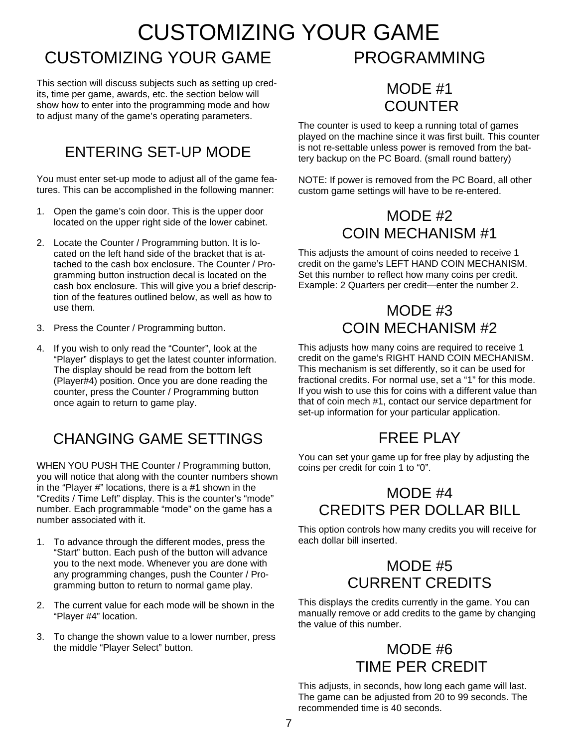# CUSTOMIZING YOUR GAME

## CUSTOMIZING YOUR GAME

This section will discuss subjects such as setting up credits, time per game, awards, etc. the section below will show how to enter into the programming mode and how to adjust many of the game's operating parameters.

### ENTERING SET-UP MODE

You must enter set-up mode to adjust all of the game features. This can be accomplished in the following manner:

1. Open the game's coin door. This is the upper door located on the upper right side of the lower cabinet.
2. Locate the Counter / Programming button. It is located on the left hand side of the bracket that is attached to the cash box enclosure. The Counter / Programming button instruction decal is located on the cash box enclosure. This will give you a brief description of the features outlined below, as well as how to use them.
3. Press the Counter / Programming button.
4. If you wish to only read the "Counter", look at the "Player" displays to get the latest counter information. The display should be read from the bottom left (Player#4) position. Once you are done reading the counter, press the Counter / Programming button once again to return to game play.

### CHANGING GAME SETTINGS

WHEN YOU PUSH THE Counter / Programming button, you will notice that along with the counter numbers shown in the "Player #" locations, there is a #1 shown in the "Credits / Time Left" display. This is the counter's "mode" number. Each programmable "mode" on the game has a number associated with it.

1. To advance through the different modes, press the "Start" button. Each push of the button will advance you to the next mode. Whenever you are done with any programming changes, push the Counter / Programming button to return to normal game play.
2. The current value for each mode will be shown in the "Player #4" location.
3. To change the shown value to a lower number, press the middle "Player Select" button.

## PROGRAMMING

### MODE #1 COUNTER

The counter is used to keep a running total of games played on the machine since it was first built. This counter is not re-settable unless power is removed from the battery backup on the PC Board. (small round battery)

NOTE: If power is removed from the PC Board, all other custom game settings will have to be re-entered.

### MODE #2 COIN MECHANISM #1

This adjusts the amount of coins needed to receive 1 credit on the game's LEFT HAND COIN MECHANISM. Set this number to reflect how many coins per credit. Example: 2 Quarters per credit—enter the number 2.

### MODE #3 COIN MECHANISM #2

This adjusts how many coins are required to receive 1 credit on the game's RIGHT HAND COIN MECHANISM. This mechanism is set differently, so it can be used for fractional credits. For normal use, set a "1" for this mode. If you wish to use this for coins with a different value than that of coin mech #1, contact our service department for set-up information for your particular application.

### FREE PLAY

You can set your game up for free play by adjusting the coins per credit for coin 1 to "0".

### MODE #4 CREDITS PER DOLLAR BILL

This option controls how many credits you will receive for each dollar bill inserted.

### MODE #5 CURRENT CREDITS

This displays the credits currently in the game. You can manually remove or add credits to the game by changing the value of this number.

### MODE #6 TIME PER CREDIT

This adjusts, in seconds, how long each game will last. The game can be adjusted from 20 to 99 seconds. The recommended time is 40 seconds.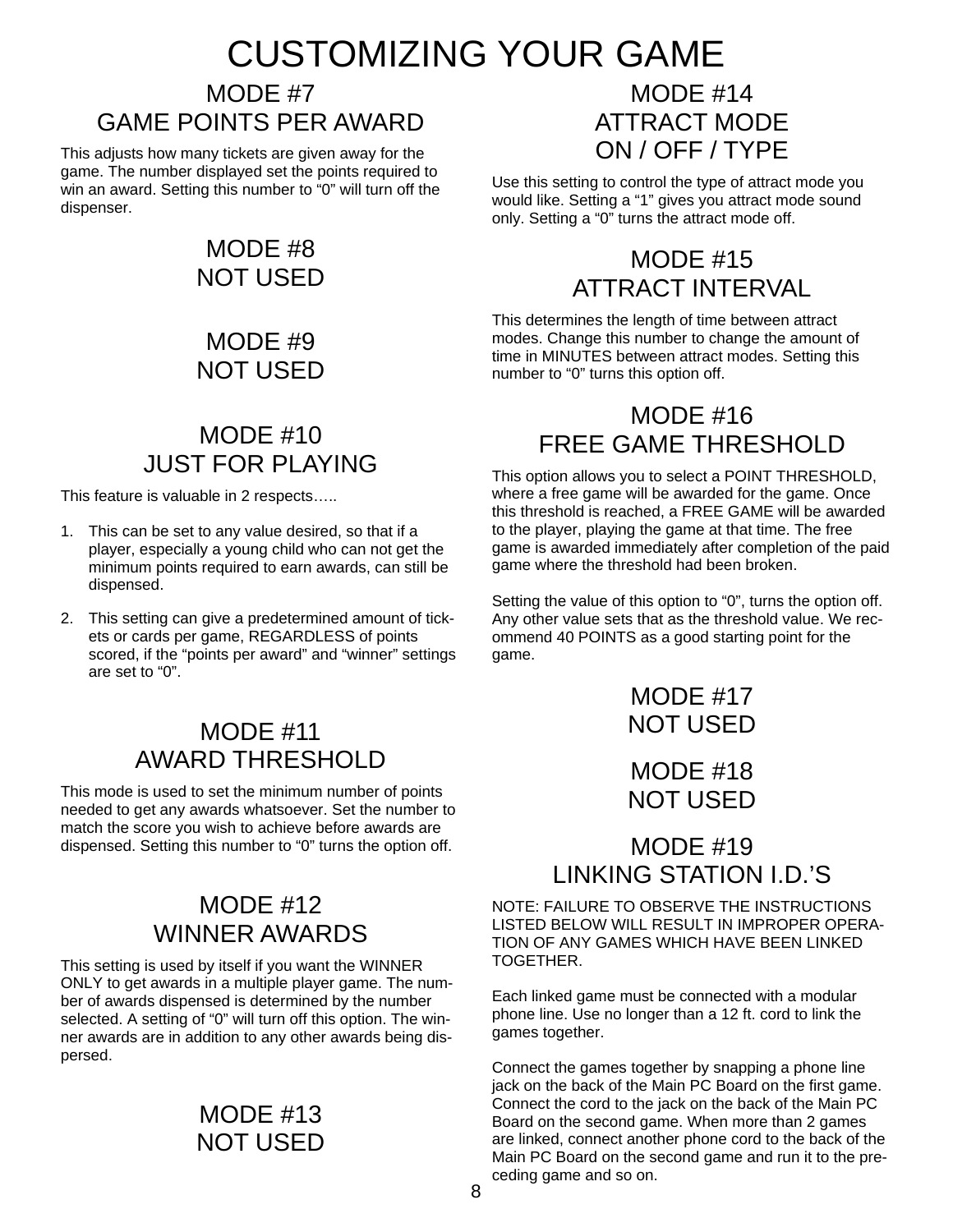# CUSTOMIZING YOUR GAME

## MODE #7
## GAME POINTS PER AWARD

This adjusts how many tickets are given away for the game. The number displayed set the points required to win an award. Setting this number to “0” will turn off the dispenser.

## MODE #8
## NOT USED

## MODE #9
## NOT USED

## MODE #10
## JUST FOR PLAYING

This feature is valuable in 2 respects…..

1. This can be set to any value desired, so that if a player, especially a young child who can not get the minimum points required to earn awards, can still be dispensed.
2. This setting can give a predetermined amount of tickets or cards per game, REGARDLESS of points scored, if the “points per award” and “winner” settings are set to “0”.

## MODE #11
## AWARD THRESHOLD

This mode is used to set the minimum number of points needed to get any awards whatsoever. Set the number to match the score you wish to achieve before awards are dispensed. Setting this number to “0” turns the option off.

## MODE #12
## WINNER AWARDS

This setting is used by itself if you want the WINNER ONLY to get awards in a multiple player game. The number of awards dispensed is determined by the number selected. A setting of “0” will turn off this option. The winner awards are in addition to any other awards being dispersed.

## MODE #13
## NOT USED

## MODE #14
## ATTRACT MODE
## ON / OFF / TYPE

Use this setting to control the type of attract mode you would like. Setting a “1” gives you attract mode sound only. Setting a “0” turns the attract mode off.

## MODE #15
## ATTRACT INTERVAL

This determines the length of time between attract modes. Change this number to change the amount of time in MINUTES between attract modes. Setting this number to “0” turns this option off.

## MODE #16
## FREE GAME THRESHOLD

This option allows you to select a POINT THRESHOLD, where a free game will be awarded for the game. Once this threshold is reached, a FREE GAME will be awarded to the player, playing the game at that time. The free game is awarded immediately after completion of the paid game where the threshold had been broken.

Setting the value of this option to “0”, turns the option off. Any other value sets that as the threshold value. We recommend 40 POINTS as a good starting point for the game.

## MODE #17
## NOT USED

## MODE #18
## NOT USED

## MODE #19
## LINKING STATION I.D.’S

NOTE: FAILURE TO OBSERVE THE INSTRUCTIONS LISTED BELOW WILL RESULT IN IMPROPER OPERATION OF ANY GAMES WHICH HAVE BEEN LINKED TOGETHER.

Each linked game must be connected with a modular phone line. Use no longer than a 12 ft. cord to link the games together.

Connect the games together by snapping a phone line jack on the back of the Main PC Board on the first game. Connect the cord to the jack on the back of the Main PC Board on the second game. When more than 2 games are linked, connect another phone cord to the back of the Main PC Board on the second game and run it to the preceding game and so on.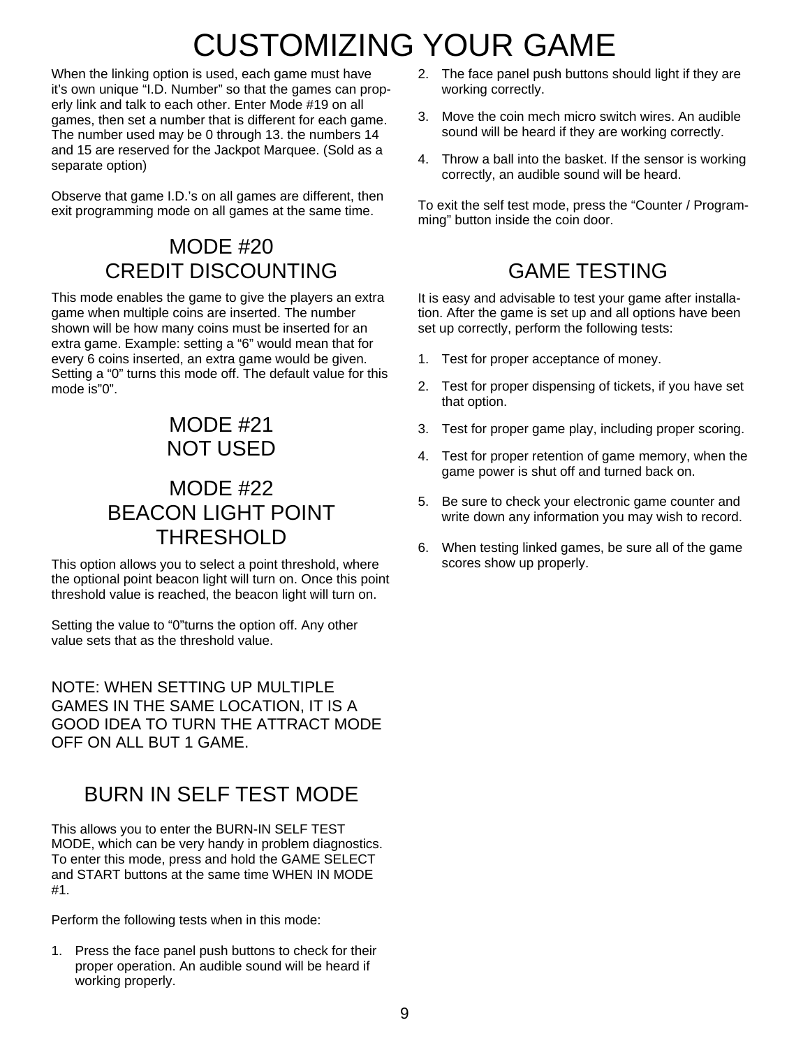# CUSTOMIZING YOUR GAME

When the linking option is used, each game must have it's own unique "I.D. Number" so that the games can properly link and talk to each other. Enter Mode #19 on all games, then set a number that is different for each game. The number used may be 0 through 13. the numbers 14 and 15 are reserved for the Jackpot Marquee. (Sold as a separate option)

Observe that game I.D.'s on all games are different, then exit programming mode on all games at the same time.

## MODE #20
## CREDIT DISCOUNTING

This mode enables the game to give the players an extra game when multiple coins are inserted. The number shown will be how many coins must be inserted for an extra game. Example: setting a "6" would mean that for every 6 coins inserted, an extra game would be given. Setting a "0" turns this mode off. The default value for this mode is"0".

## MODE #21
## NOT USED

## MODE #22
## BEACON LIGHT POINT THRESHOLD

This option allows you to select a point threshold, where the optional point beacon light will turn on. Once this point threshold value is reached, the beacon light will turn on.

Setting the value to "0"turns the option off. Any other value sets that as the threshold value.

NOTE: WHEN SETTING UP MULTIPLE GAMES IN THE SAME LOCATION, IT IS A GOOD IDEA TO TURN THE ATTRACT MODE OFF ON ALL BUT 1 GAME.

## BURN IN SELF TEST MODE

This allows you to enter the BURN-IN SELF TEST MODE, which can be very handy in problem diagnostics. To enter this mode, press and hold the GAME SELECT and START buttons at the same time WHEN IN MODE #1.

Perform the following tests when in this mode:

1. Press the face panel push buttons to check for their proper operation. An audible sound will be heard if working properly.
2. The face panel push buttons should light if they are working correctly.
3. Move the coin mech micro switch wires. An audible sound will be heard if they are working correctly.
4. Throw a ball into the basket. If the sensor is working correctly, an audible sound will be heard.

To exit the self test mode, press the "Counter / Programming" button inside the coin door.

## GAME TESTING

It is easy and advisable to test your game after installation. After the game is set up and all options have been set up correctly, perform the following tests:

1. Test for proper acceptance of money.
2. Test for proper dispensing of tickets, if you have set that option.
3. Test for proper game play, including proper scoring.
4. Test for proper retention of game memory, when the game power is shut off and turned back on.
5. Be sure to check your electronic game counter and write down any information you may wish to record.
6. When testing linked games, be sure all of the game scores show up properly.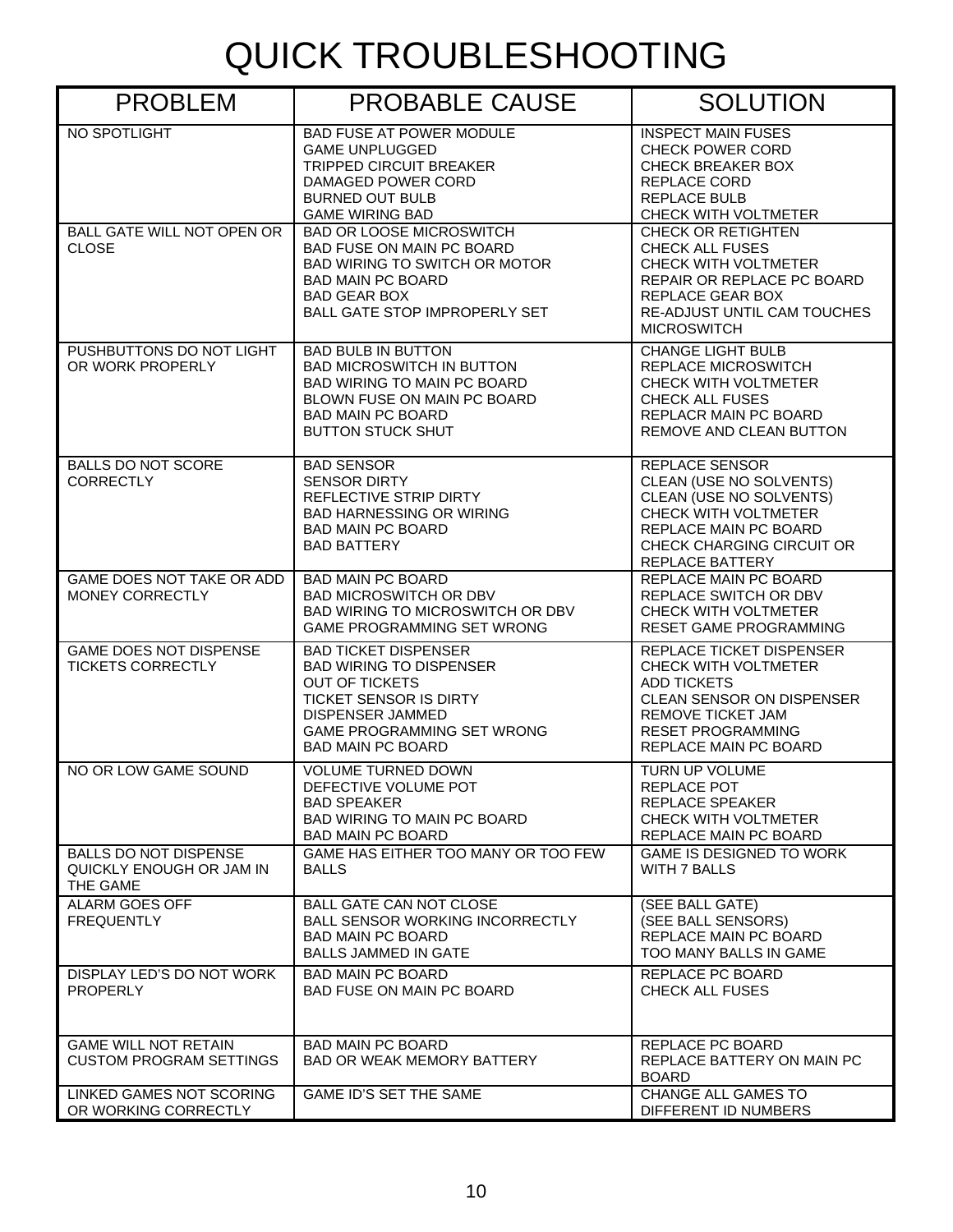# QUICK TROUBLESHOOTING

| PROBLEM | PROBABLE CAUSE | SOLUTION |
|---|---|---|
| NO SPOTLIGHT | BAD FUSE AT POWER MODULE<br>GAME UNPLUGGED<br>TRIPPED CIRCUIT BREAKER<br>DAMAGED POWER CORD<br>BURNED OUT BULB<br>GAME WIRING BAD | INSPECT MAIN FUSES<br>CHECK POWER CORD<br>CHECK BREAKER BOX<br>REPLACE CORD<br>REPLACE BULB<br>CHECK WITH VOLTMETER |
| BALL GATE WILL NOT OPEN OR CLOSE | BAD OR LOOSE MICROSWITCH<br>BAD FUSE ON MAIN PC BOARD<br>BAD WIRING TO SWITCH OR MOTOR<br>BAD MAIN PC BOARD<br>BAD GEAR BOX<br>BALL GATE STOP IMPROPERLY SET | CHECK OR RETIGHTEN<br>CHECK ALL FUSES<br>CHECK WITH VOLTMETER<br>REPAIR OR REPLACE PC BOARD<br>REPLACE GEAR BOX<br>RE-ADJUST UNTIL CAM TOUCHES MICROSWITCH |
| PUSHBUTTONS DO NOT LIGHT OR WORK PROPERLY | BAD BULB IN BUTTON<br>BAD MICROSWITCH IN BUTTON<br>BAD WIRING TO MAIN PC BOARD<br>BLOWN FUSE ON MAIN PC BOARD<br>BAD MAIN PC BOARD<br>BUTTON STUCK SHUT | CHANGE LIGHT BULB<br>REPLACE MICROSWITCH<br>CHECK WITH VOLTMETER<br>CHECK ALL FUSES<br>REPLACR MAIN PC BOARD<br>REMOVE AND CLEAN BUTTON |
| BALLS DO NOT SCORE CORRECTLY | BAD SENSOR<br>SENSOR DIRTY<br>REFLECTIVE STRIP DIRTY<br>BAD HARNESSING OR WIRING<br>BAD MAIN PC BOARD<br>BAD BATTERY | REPLACE SENSOR<br>CLEAN (USE NO SOLVENTS)<br>CLEAN (USE NO SOLVENTS)<br>CHECK WITH VOLTMETER<br>REPLACE MAIN PC BOARD<br>CHECK CHARGING CIRCUIT OR REPLACE BATTERY |
| GAME DOES NOT TAKE OR ADD MONEY CORRECTLY | BAD MAIN PC BOARD<br>BAD MICROSWITCH OR DBV<br>BAD WIRING TO MICROSWITCH OR DBV<br>GAME PROGRAMMING SET WRONG | REPLACE MAIN PC BOARD<br>REPLACE SWITCH OR DBV<br>CHECK WITH VOLTMETER<br>RESET GAME PROGRAMMING |
| GAME DOES NOT DISPENSE TICKETS CORRECTLY | BAD TICKET DISPENSER<br>BAD WIRING TO DISPENSER<br>OUT OF TICKETS<br>TICKET SENSOR IS DIRTY<br>DISPENSER JAMMED<br>GAME PROGRAMMING SET WRONG<br>BAD MAIN PC BOARD | REPLACE TICKET DISPENSER<br>CHECK WITH VOLTMETER<br>ADD TICKETS<br>CLEAN SENSOR ON DISPENSER<br>REMOVE TICKET JAM<br>RESET PROGRAMMING<br>REPLACE MAIN PC BOARD |
| NO OR LOW GAME SOUND | VOLUME TURNED DOWN<br>DEFECTIVE VOLUME POT<br>BAD SPEAKER<br>BAD WIRING TO MAIN PC BOARD<br>BAD MAIN PC BOARD | TURN UP VOLUME<br>REPLACE POT<br>REPLACE SPEAKER<br>CHECK WITH VOLTMETER<br>REPLACE MAIN PC BOARD |
| BALLS DO NOT DISPENSE QUICKLY ENOUGH OR JAM IN THE GAME | GAME HAS EITHER TOO MANY OR TOO FEW BALLS | GAME IS DESIGNED TO WORK WITH 7 BALLS |
| ALARM GOES OFF FREQUENTLY | BALL GATE CAN NOT CLOSE<br>BALL SENSOR WORKING INCORRECTLY<br>BAD MAIN PC BOARD<br>BALLS JAMMED IN GATE | (SEE BALL GATE)<br>(SEE BALL SENSORS)<br>REPLACE MAIN PC BOARD<br>TOO MANY BALLS IN GAME |
| DISPLAY LED'S DO NOT WORK PROPERLY | BAD MAIN PC BOARD<br>BAD FUSE ON MAIN PC BOARD | REPLACE PC BOARD<br>CHECK ALL FUSES |
| GAME WILL NOT RETAIN CUSTOM PROGRAM SETTINGS | BAD MAIN PC BOARD<br>BAD OR WEAK MEMORY BATTERY | REPLACE PC BOARD<br>REPLACE BATTERY ON MAIN PC BOARD |
| LINKED GAMES NOT SCORING OR WORKING CORRECTLY | GAME ID'S SET THE SAME | CHANGE ALL GAMES TO DIFFERENT ID NUMBERS |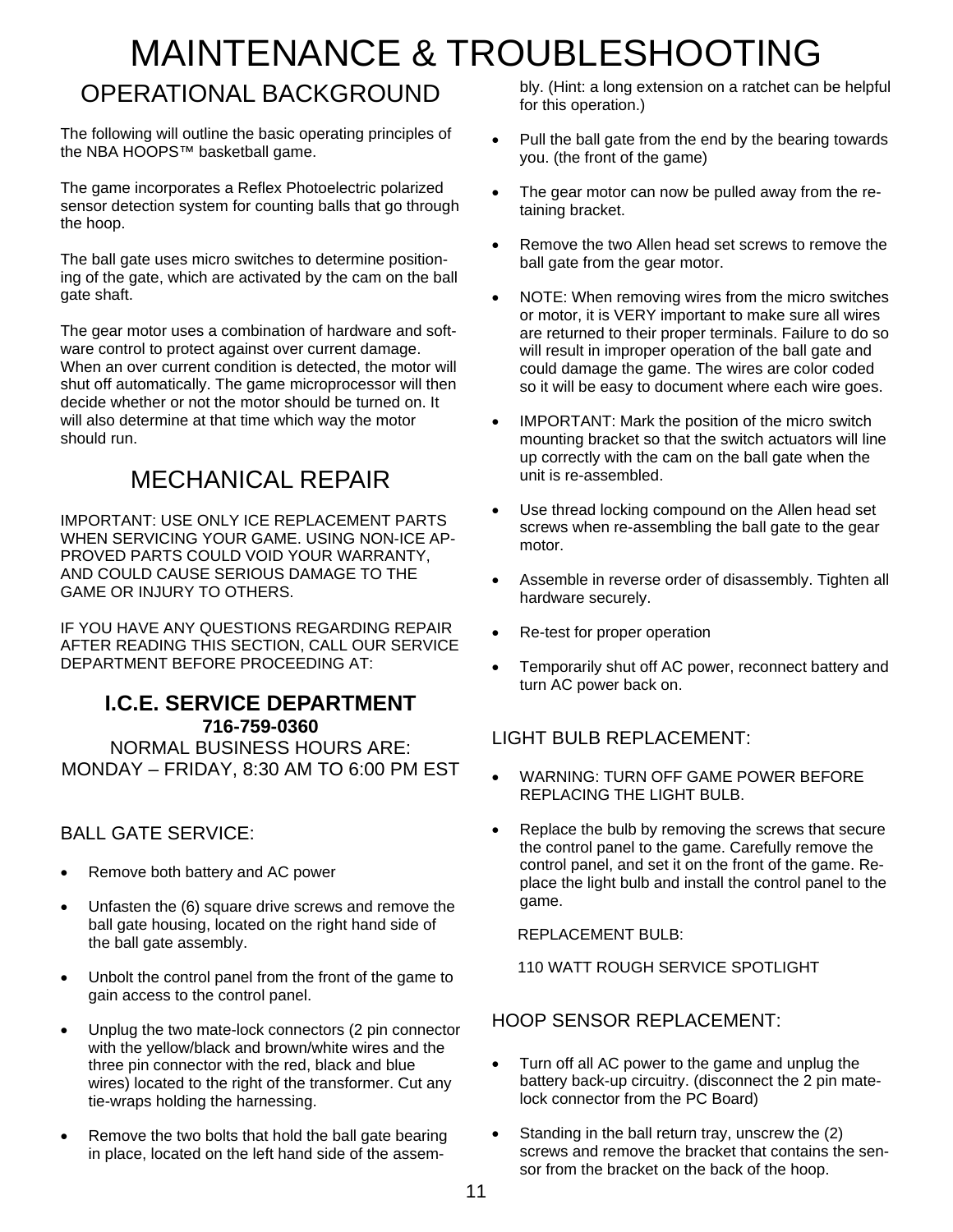# MAINTENANCE & TROUBLESHOOTING

## OPERATIONAL BACKGROUND

The following will outline the basic operating principles of the NBA HOOPS™ basketball game.

The game incorporates a Reflex Photoelectric polarized sensor detection system for counting balls that go through the hoop.

The ball gate uses micro switches to determine positioning of the gate, which are activated by the cam on the ball gate shaft.

The gear motor uses a combination of hardware and software control to protect against over current damage. When an over current condition is detected, the motor will shut off automatically. The game microprocessor will then decide whether or not the motor should be turned on. It will also determine at that time which way the motor should run.

## MECHANICAL REPAIR

IMPORTANT: USE ONLY ICE REPLACEMENT PARTS WHEN SERVICING YOUR GAME. USING NON-ICE APPROVED PARTS COULD VOID YOUR WARRANTY, AND COULD CAUSE SERIOUS DAMAGE TO THE GAME OR INJURY TO OTHERS.

IF YOU HAVE ANY QUESTIONS REGARDING REPAIR AFTER READING THIS SECTION, CALL OUR SERVICE DEPARTMENT BEFORE PROCEEDING AT:

**I.C.E. SERVICE DEPARTMENT**
**716-759-0360**
NORMAL BUSINESS HOURS ARE:
MONDAY – FRIDAY, 8:30 AM TO 6:00 PM EST

### BALL GATE SERVICE:

- Remove both battery and AC power
- Unfasten the (6) square drive screws and remove the ball gate housing, located on the right hand side of the ball gate assembly.
- Unbolt the control panel from the front of the game to gain access to the control panel.
- Unplug the two mate-lock connectors (2 pin connector with the yellow/black and brown/white wires and the three pin connector with the red, black and blue wires) located to the right of the transformer. Cut any tie-wraps holding the harnessing.
- Remove the two bolts that hold the ball gate bearing in place, located on the left hand side of the assembly. (Hint: a long extension on a ratchet can be helpful for this operation.)
- Pull the ball gate from the end by the bearing towards you. (the front of the game)
- The gear motor can now be pulled away from the retaining bracket.
- Remove the two Allen head set screws to remove the ball gate from the gear motor.
- NOTE: When removing wires from the micro switches or motor, it is VERY important to make sure all wires are returned to their proper terminals. Failure to do so will result in improper operation of the ball gate and could damage the game. The wires are color coded so it will be easy to document where each wire goes.
- IMPORTANT: Mark the position of the micro switch mounting bracket so that the switch actuators will line up correctly with the cam on the ball gate when the unit is re-assembled.
- Use thread locking compound on the Allen head set screws when re-assembling the ball gate to the gear motor.
- Assemble in reverse order of disassembly. Tighten all hardware securely.
- Re-test for proper operation
- Temporarily shut off AC power, reconnect battery and turn AC power back on.

### LIGHT BULB REPLACEMENT:

- WARNING: TURN OFF GAME POWER BEFORE REPLACING THE LIGHT BULB.
- Replace the bulb by removing the screws that secure the control panel to the game. Carefully remove the control panel, and set it on the front of the game. Replace the light bulb and install the control panel to the game.

  REPLACEMENT BULB:

  110 WATT ROUGH SERVICE SPOTLIGHT

### HOOP SENSOR REPLACEMENT:

- Turn off all AC power to the game and unplug the battery back-up circuitry. (disconnect the 2 pin mate-lock connector from the PC Board)
- Standing in the ball return tray, unscrew the (2) screws and remove the bracket that contains the sensor from the bracket on the back of the hoop.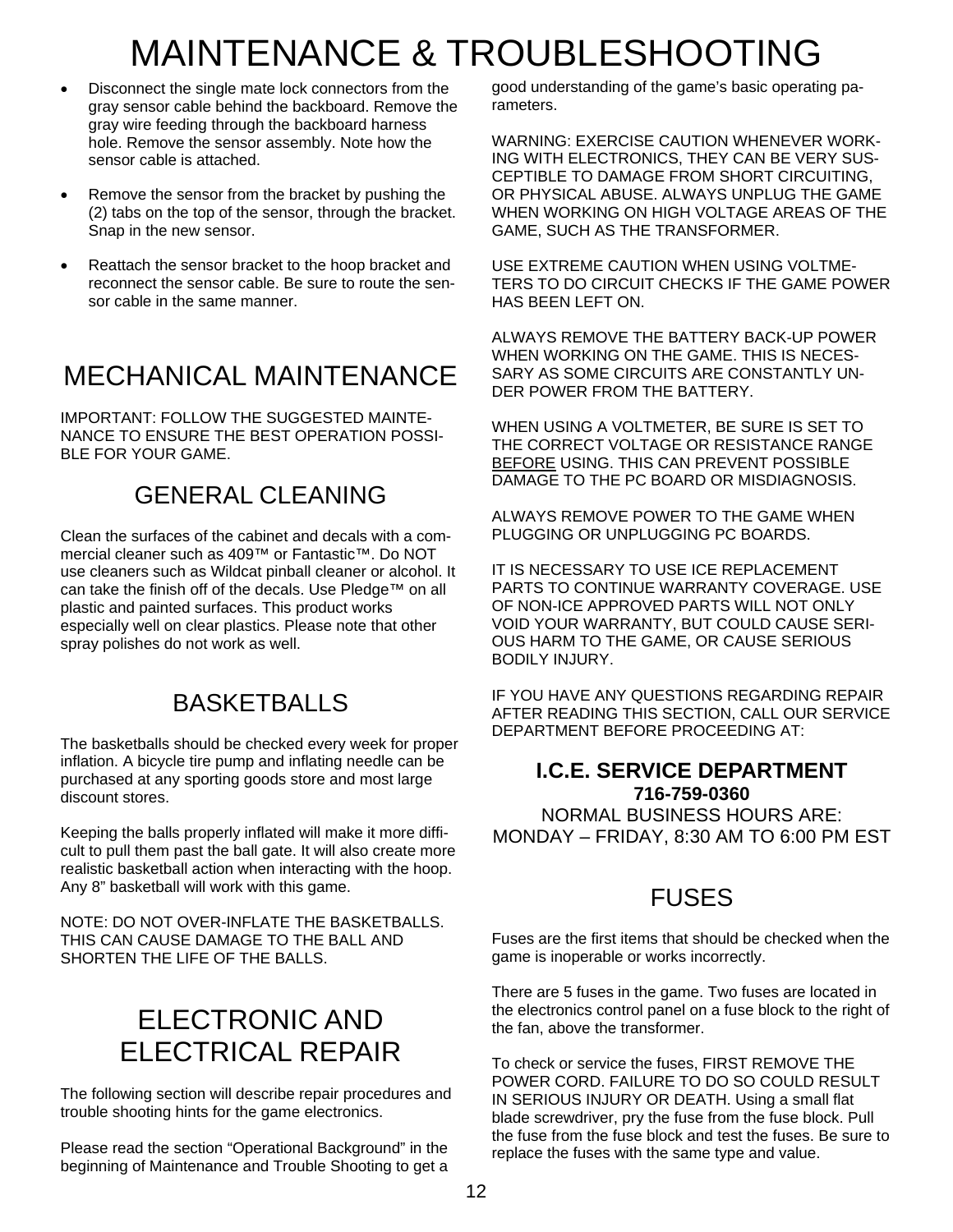# MAINTENANCE & TROUBLESHOOTING

- Disconnect the single mate lock connectors from the gray sensor cable behind the backboard. Remove the gray wire feeding through the backboard harness hole. Remove the sensor assembly. Note how the sensor cable is attached.
- Remove the sensor from the bracket by pushing the (2) tabs on the top of the sensor, through the bracket. Snap in the new sensor.
- Reattach the sensor bracket to the hoop bracket and reconnect the sensor cable. Be sure to route the sensor cable in the same manner.

# MECHANICAL MAINTENANCE

IMPORTANT: FOLLOW THE SUGGESTED MAINTENANCE TO ENSURE THE BEST OPERATION POSSIBLE FOR YOUR GAME.

## GENERAL CLEANING

Clean the surfaces of the cabinet and decals with a commercial cleaner such as 409™ or Fantastic™. Do NOT use cleaners such as Wildcat pinball cleaner or alcohol. It can take the finish off of the decals. Use Pledge™ on all plastic and painted surfaces. This product works especially well on clear plastics. Please note that other spray polishes do not work as well.

## BASKETBALLS

The basketballs should be checked every week for proper inflation. A bicycle tire pump and inflating needle can be purchased at any sporting goods store and most large discount stores.

Keeping the balls properly inflated will make it more difficult to pull them past the ball gate. It will also create more realistic basketball action when interacting with the hoop. Any 8" basketball will work with this game.

NOTE: DO NOT OVER-INFLATE THE BASKETBALLS. THIS CAN CAUSE DAMAGE TO THE BALL AND SHORTEN THE LIFE OF THE BALLS.

# ELECTRONIC AND ELECTRICAL REPAIR

The following section will describe repair procedures and trouble shooting hints for the game electronics.

Please read the section "Operational Background" in the beginning of Maintenance and Trouble Shooting to get a good understanding of the game's basic operating parameters.

WARNING: EXERCISE CAUTION WHENEVER WORKING WITH ELECTRONICS, THEY CAN BE VERY SUSCEPTIBLE TO DAMAGE FROM SHORT CIRCUITING, OR PHYSICAL ABUSE. ALWAYS UNPLUG THE GAME WHEN WORKING ON HIGH VOLTAGE AREAS OF THE GAME, SUCH AS THE TRANSFORMER.

USE EXTREME CAUTION WHEN USING VOLTMETERS TO DO CIRCUIT CHECKS IF THE GAME POWER HAS BEEN LEFT ON.

ALWAYS REMOVE THE BATTERY BACK-UP POWER WHEN WORKING ON THE GAME. THIS IS NECESSARY AS SOME CIRCUITS ARE CONSTANTLY UNDER POWER FROM THE BATTERY.

WHEN USING A VOLTMETER, BE SURE IS SET TO THE CORRECT VOLTAGE OR RESISTANCE RANGE <u>BEFORE</u> USING. THIS CAN PREVENT POSSIBLE DAMAGE TO THE PC BOARD OR MISDIAGNOSIS.

ALWAYS REMOVE POWER TO THE GAME WHEN PLUGGING OR UNPLUGGING PC BOARDS.

IT IS NECESSARY TO USE ICE REPLACEMENT PARTS TO CONTINUE WARRANTY COVERAGE. USE OF NON-ICE APPROVED PARTS WILL NOT ONLY VOID YOUR WARRANTY, BUT COULD CAUSE SERIOUS HARM TO THE GAME, OR CAUSE SERIOUS BODILY INJURY.

IF YOU HAVE ANY QUESTIONS REGARDING REPAIR AFTER READING THIS SECTION, CALL OUR SERVICE DEPARTMENT BEFORE PROCEEDING AT:

**I.C.E. SERVICE DEPARTMENT**
**716-759-0360**
NORMAL BUSINESS HOURS ARE:
MONDAY – FRIDAY, 8:30 AM TO 6:00 PM EST

## FUSES

Fuses are the first items that should be checked when the game is inoperable or works incorrectly.

There are 5 fuses in the game. Two fuses are located in the electronics control panel on a fuse block to the right of the fan, above the transformer.

To check or service the fuses, FIRST REMOVE THE POWER CORD. FAILURE TO DO SO COULD RESULT IN SERIOUS INJURY OR DEATH. Using a small flat blade screwdriver, pry the fuse from the fuse block. Pull the fuse from the fuse block and test the fuses. Be sure to replace the fuses with the same type and value.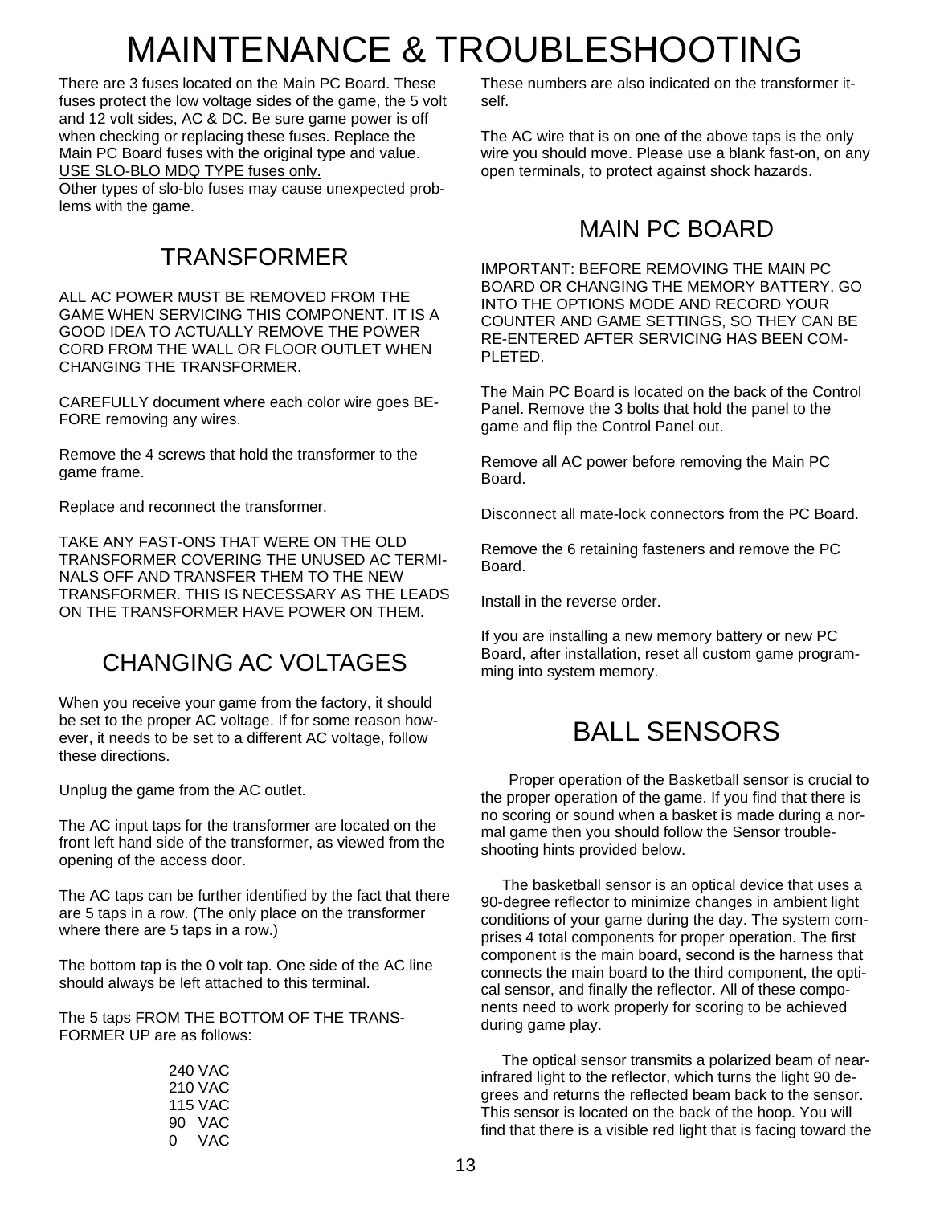# MAINTENANCE & TROUBLESHOOTING

There are 3 fuses located on the Main PC Board. These fuses protect the low voltage sides of the game, the 5 volt and 12 volt sides, AC & DC. Be sure game power is off when checking or replacing these fuses. Replace the Main PC Board fuses with the original type and value. <u>USE SLO-BLO MDQ TYPE fuses only.</u>
Other types of slo-blo fuses may cause unexpected problems with the game.

## TRANSFORMER

ALL AC POWER MUST BE REMOVED FROM THE GAME WHEN SERVICING THIS COMPONENT. IT IS A GOOD IDEA TO ACTUALLY REMOVE THE POWER CORD FROM THE WALL OR FLOOR OUTLET WHEN CHANGING THE TRANSFORMER.

CAREFULLY document where each color wire goes BEFORE removing any wires.

Remove the 4 screws that hold the transformer to the game frame.

Replace and reconnect the transformer.

TAKE ANY FAST-ONS THAT WERE ON THE OLD TRANSFORMER COVERING THE UNUSED AC TERMINALS OFF AND TRANSFER THEM TO THE NEW TRANSFORMER. THIS IS NECESSARY AS THE LEADS ON THE TRANSFORMER HAVE POWER ON THEM.

## CHANGING AC VOLTAGES

When you receive your game from the factory, it should be set to the proper AC voltage. If for some reason however, it needs to be set to a different AC voltage, follow these directions.

Unplug the game from the AC outlet.

The AC input taps for the transformer are located on the front left hand side of the transformer, as viewed from the opening of the access door.

The AC taps can be further identified by the fact that there are 5 taps in a row. (The only place on the transformer where there are 5 taps in a row.)

The bottom tap is the 0 volt tap. One side of the AC line should always be left attached to this terminal.

The 5 taps FROM THE BOTTOM OF THE TRANSFORMER UP are as follows:

240 VAC
210 VAC
115 VAC
90 VAC
0 VAC

These numbers are also indicated on the transformer itself.

The AC wire that is on one of the above taps is the only wire you should move. Please use a blank fast-on, on any open terminals, to protect against shock hazards.

## MAIN PC BOARD

IMPORTANT: BEFORE REMOVING THE MAIN PC BOARD OR CHANGING THE MEMORY BATTERY, GO INTO THE OPTIONS MODE AND RECORD YOUR COUNTER AND GAME SETTINGS, SO THEY CAN BE RE-ENTERED AFTER SERVICING HAS BEEN COMPLETED.

The Main PC Board is located on the back of the Control Panel. Remove the 3 bolts that hold the panel to the game and flip the Control Panel out.

Remove all AC power before removing the Main PC Board.

Disconnect all mate-lock connectors from the PC Board.

Remove the 6 retaining fasteners and remove the PC Board.

Install in the reverse order.

If you are installing a new memory battery or new PC Board, after installation, reset all custom game programming into system memory.

## BALL SENSORS

Proper operation of the Basketball sensor is crucial to the proper operation of the game. If you find that there is no scoring or sound when a basket is made during a normal game then you should follow the Sensor troubleshooting hints provided below.

The basketball sensor is an optical device that uses a 90-degree reflector to minimize changes in ambient light conditions of your game during the day. The system comprises 4 total components for proper operation. The first component is the main board, second is the harness that connects the main board to the third component, the optical sensor, and finally the reflector. All of these components need to work properly for scoring to be achieved during game play.

The optical sensor transmits a polarized beam of near-infrared light to the reflector, which turns the light 90 degrees and returns the reflected beam back to the sensor. This sensor is located on the back of the hoop. You will find that there is a visible red light that is facing toward the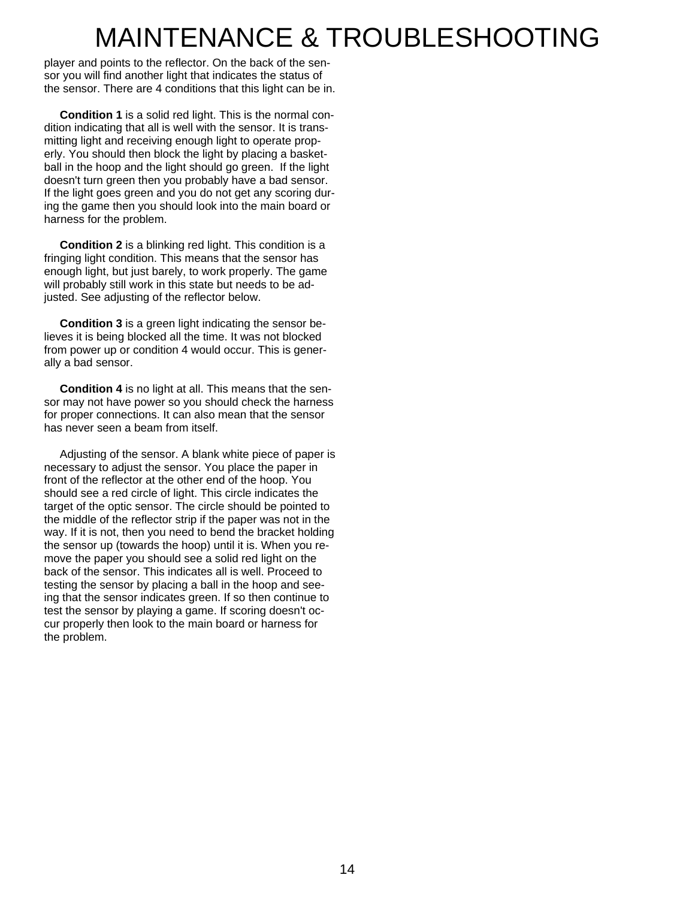# MAINTENANCE & TROUBLESHOOTING

player and points to the reflector. On the back of the sensor you will find another light that indicates the status of the sensor. There are 4 conditions that this light can be in.

**Condition 1** is a solid red light. This is the normal condition indicating that all is well with the sensor. It is transmitting light and receiving enough light to operate properly. You should then block the light by placing a basketball in the hoop and the light should go green. If the light doesn't turn green then you probably have a bad sensor. If the light goes green and you do not get any scoring during the game then you should look into the main board or harness for the problem.

**Condition 2** is a blinking red light. This condition is a fringing light condition. This means that the sensor has enough light, but just barely, to work properly. The game will probably still work in this state but needs to be adjusted. See adjusting of the reflector below.

**Condition 3** is a green light indicating the sensor believes it is being blocked all the time. It was not blocked from power up or condition 4 would occur. This is generally a bad sensor.

**Condition 4** is no light at all. This means that the sensor may not have power so you should check the harness for proper connections. It can also mean that the sensor has never seen a beam from itself.

Adjusting of the sensor. A blank white piece of paper is necessary to adjust the sensor. You place the paper in front of the reflector at the other end of the hoop. You should see a red circle of light. This circle indicates the target of the optic sensor. The circle should be pointed to the middle of the reflector strip if the paper was not in the way. If it is not, then you need to bend the bracket holding the sensor up (towards the hoop) until it is. When you remove the paper you should see a solid red light on the back of the sensor. This indicates all is well. Proceed to testing the sensor by placing a ball in the hoop and seeing that the sensor indicates green. If so then continue to test the sensor by playing a game. If scoring doesn't occur properly then look to the main board or harness for the problem.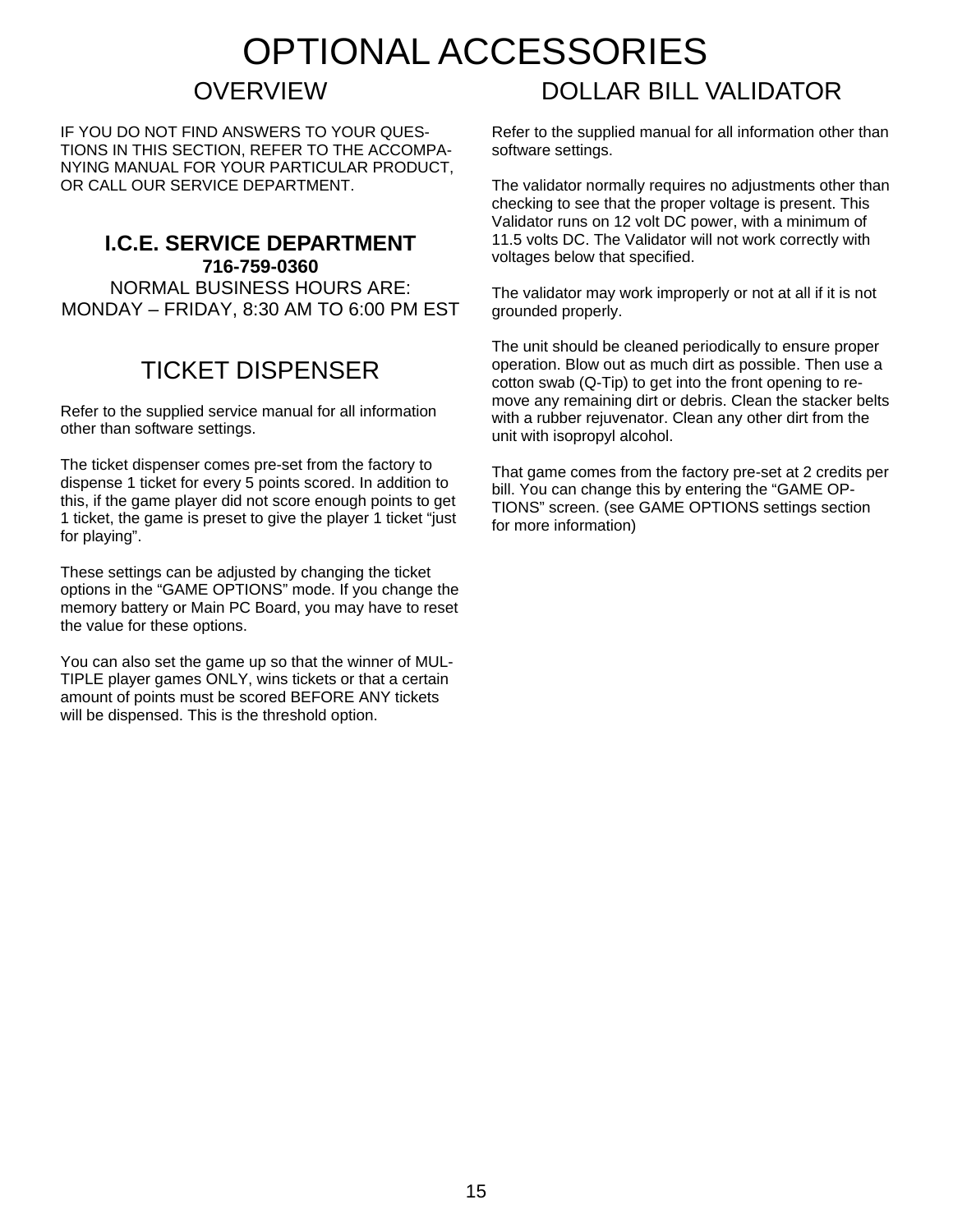# OPTIONAL ACCESSORIES

## OVERVIEW

IF YOU DO NOT FIND ANSWERS TO YOUR QUESTIONS IN THIS SECTION, REFER TO THE ACCOMPANYING MANUAL FOR YOUR PARTICULAR PRODUCT, OR CALL OUR SERVICE DEPARTMENT.

**I.C.E. SERVICE DEPARTMENT**
**716-759-0360**
NORMAL BUSINESS HOURS ARE:
MONDAY – FRIDAY, 8:30 AM TO 6:00 PM EST

## TICKET DISPENSER

Refer to the supplied service manual for all information other than software settings.

The ticket dispenser comes pre-set from the factory to dispense 1 ticket for every 5 points scored. In addition to this, if the game player did not score enough points to get 1 ticket, the game is preset to give the player 1 ticket "just for playing".

These settings can be adjusted by changing the ticket options in the "GAME OPTIONS" mode. If you change the memory battery or Main PC Board, you may have to reset the value for these options.

You can also set the game up so that the winner of MULTIPLE player games ONLY, wins tickets or that a certain amount of points must be scored BEFORE ANY tickets will be dispensed. This is the threshold option.

## DOLLAR BILL VALIDATOR

Refer to the supplied manual for all information other than software settings.

The validator normally requires no adjustments other than checking to see that the proper voltage is present. This Validator runs on 12 volt DC power, with a minimum of 11.5 volts DC. The Validator will not work correctly with voltages below that specified.

The validator may work improperly or not at all if it is not grounded properly.

The unit should be cleaned periodically to ensure proper operation. Blow out as much dirt as possible. Then use a cotton swab (Q-Tip) to get into the front opening to remove any remaining dirt or debris. Clean the stacker belts with a rubber rejuvenator. Clean any other dirt from the unit with isopropyl alcohol.

That game comes from the factory pre-set at 2 credits per bill. You can change this by entering the "GAME OPTIONS" screen. (see GAME OPTIONS settings section for more information)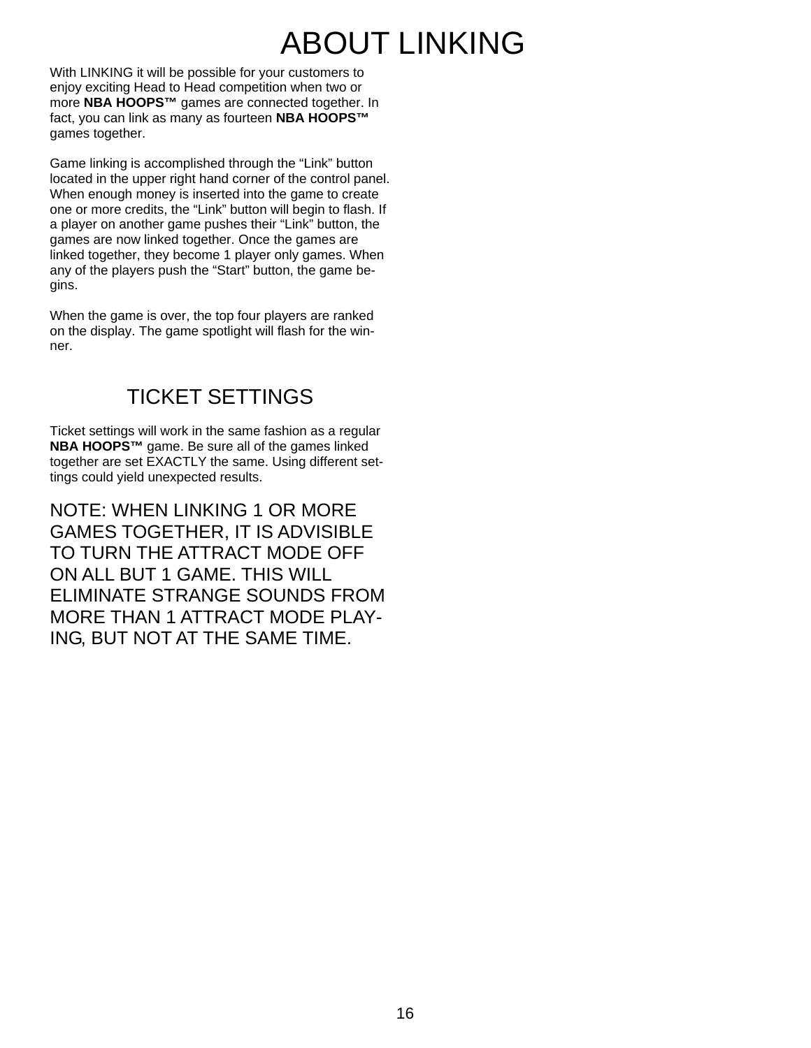# ABOUT LINKING

With LINKING it will be possible for your customers to enjoy exciting Head to Head competition when two or more **NBA HOOPS™** games are connected together. In fact, you can link as many as fourteen **NBA HOOPS™** games together.

Game linking is accomplished through the "Link" button located in the upper right hand corner of the control panel. When enough money is inserted into the game to create one or more credits, the "Link" button will begin to flash. If a player on another game pushes their "Link" button, the games are now linked together. Once the games are linked together, they become 1 player only games. When any of the players push the "Start" button, the game begins.

When the game is over, the top four players are ranked on the display. The game spotlight will flash for the winner.

## TICKET SETTINGS

Ticket settings will work in the same fashion as a regular **NBA HOOPS™** game. Be sure all of the games linked together are set EXACTLY the same. Using different settings could yield unexpected results.

NOTE: WHEN LINKING 1 OR MORE GAMES TOGETHER, IT IS ADVISIBLE TO TURN THE ATTRACT MODE OFF ON ALL BUT 1 GAME. THIS WILL ELIMINATE STRANGE SOUNDS FROM MORE THAN 1 ATTRACT MODE PLAYING, BUT NOT AT THE SAME TIME.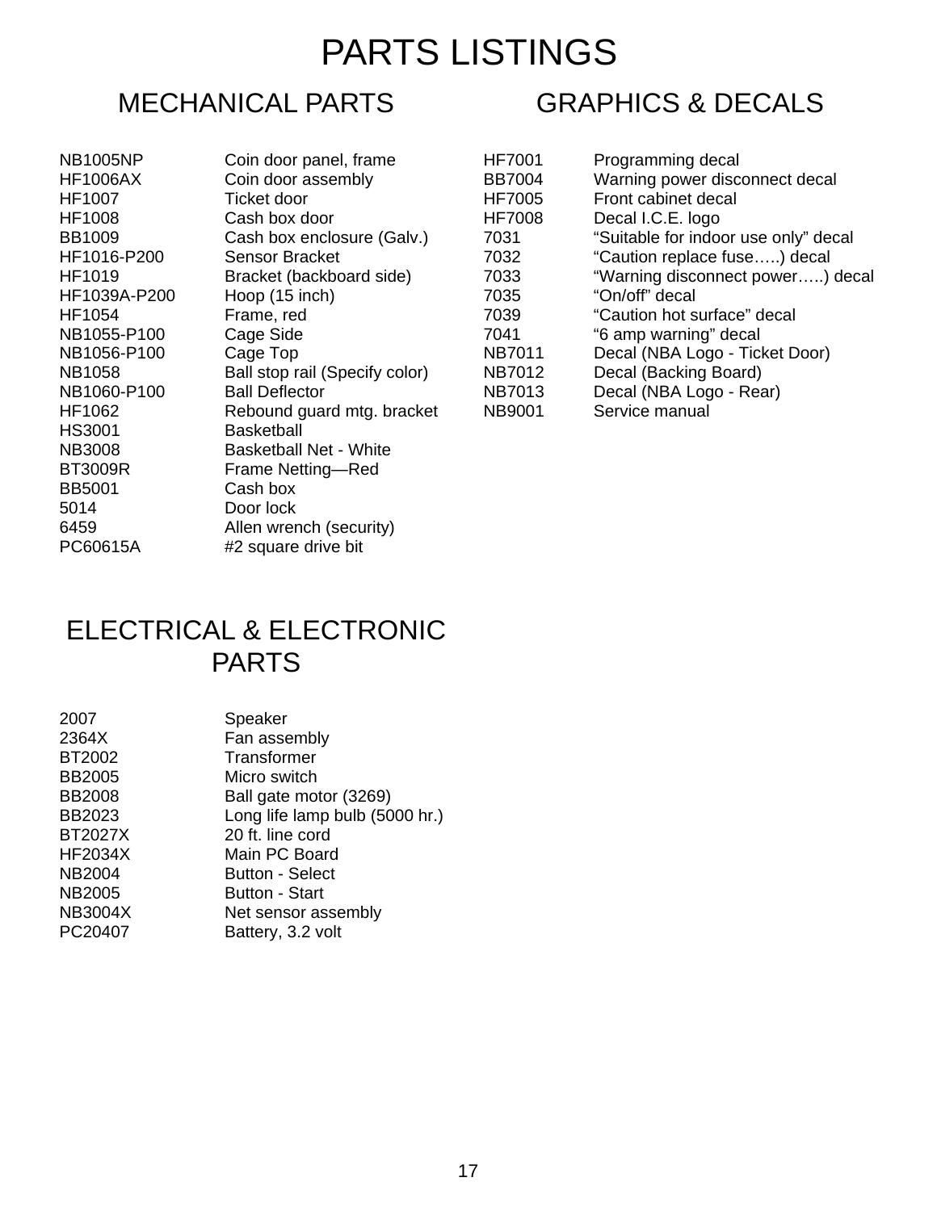# PARTS LISTINGS

## MECHANICAL PARTS

| Part No. | Description |
|---|---|
| NB1005NP | Coin door panel, frame |
| HF1006AX | Coin door assembly |
| HF1007 | Ticket door |
| HF1008 | Cash box door |
| BB1009 | Cash box enclosure (Galv.) |
| HF1016-P200 | Sensor Bracket |
| HF1019 | Bracket (backboard side) |
| HF1039A-P200 | Hoop (15 inch) |
| HF1054 | Frame, red |
| NB1055-P100 | Cage Side |
| NB1056-P100 | Cage Top |
| NB1058 | Ball stop rail (Specify color) |
| NB1060-P100 | Ball Deflector |
| HF1062 | Rebound guard mtg. bracket |
| HS3001 | Basketball |
| NB3008 | Basketball Net - White |
| BT3009R | Frame Netting—Red |
| BB5001 | Cash box |
| 5014 | Door lock |
| 6459 | Allen wrench (security) |
| PC60615A | #2 square drive bit |

## GRAPHICS & DECALS

| Part No. | Description |
|---|---|
| HF7001 | Programming decal |
| BB7004 | Warning power disconnect decal |
| HF7005 | Front cabinet decal |
| HF7008 | Decal I.C.E. logo |
| 7031 | “Suitable for indoor use only” decal |
| 7032 | “Caution replace fuse…..) decal |
| 7033 | “Warning disconnect power…..) decal |
| 7035 | “On/off” decal |
| 7039 | “Caution hot surface” decal |
| 7041 | “6 amp warning” decal |
| NB7011 | Decal (NBA Logo - Ticket Door) |
| NB7012 | Decal (Backing Board) |
| NB7013 | Decal (NBA Logo - Rear) |
| NB9001 | Service manual |

## ELECTRICAL & ELECTRONIC PARTS

| Part No. | Description |
|---|---|
| 2007 | Speaker |
| 2364X | Fan assembly |
| BT2002 | Transformer |
| BB2005 | Micro switch |
| BB2008 | Ball gate motor (3269) |
| BB2023 | Long life lamp bulb (5000 hr.) |
| BT2027X | 20 ft. line cord |
| HF2034X | Main PC Board |
| NB2004 | Button - Select |
| NB2005 | Button - Start |
| NB3004X | Net sensor assembly |
| PC20407 | Battery, 3.2 volt |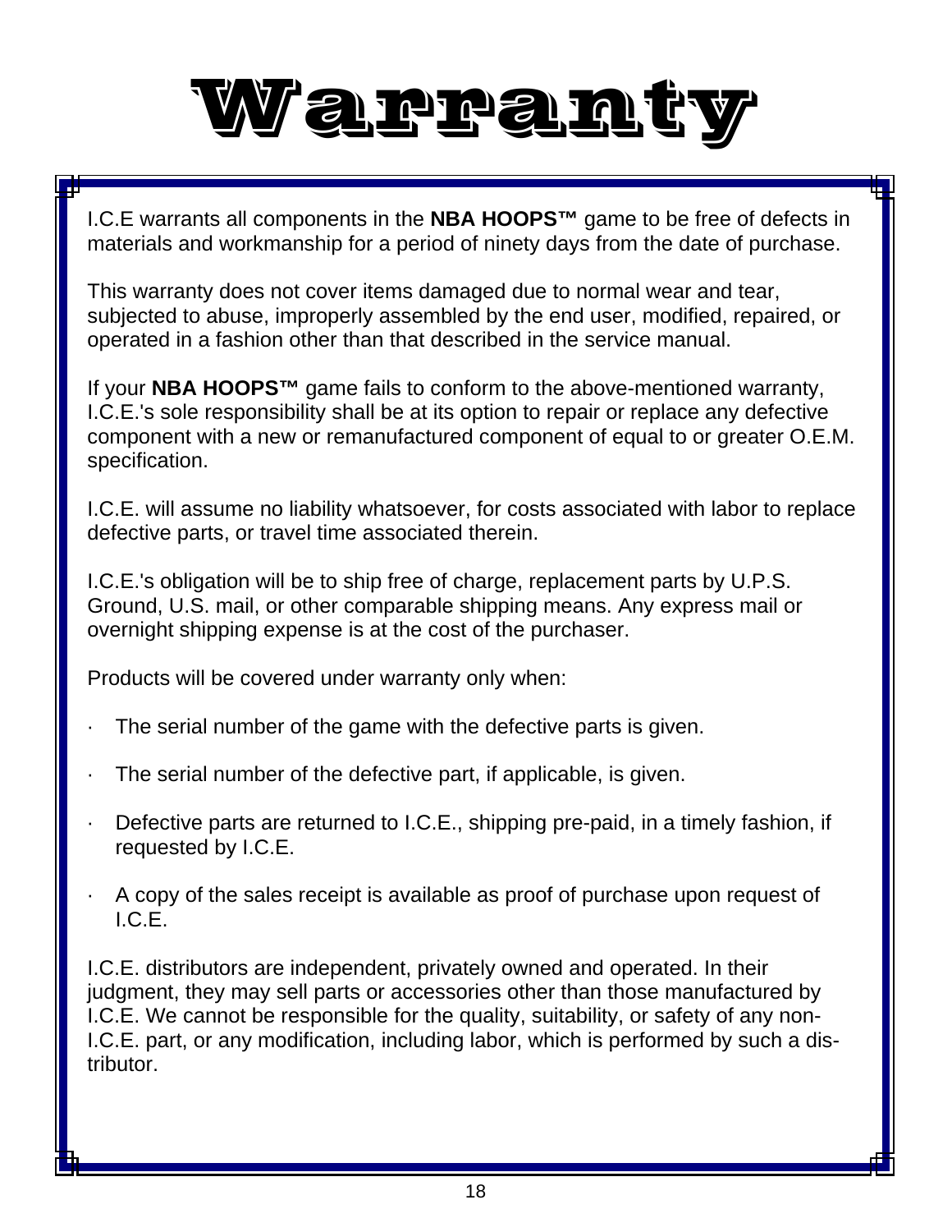# Warranty

I.C.E warrants all components in the **NBA HOOPS™** game to be free of defects in materials and workmanship for a period of ninety days from the date of purchase.

This warranty does not cover items damaged due to normal wear and tear, subjected to abuse, improperly assembled by the end user, modified, repaired, or operated in a fashion other than that described in the service manual.

If your **NBA HOOPS™** game fails to conform to the above-mentioned warranty, I.C.E.'s sole responsibility shall be at its option to repair or replace any defective component with a new or remanufactured component of equal to or greater O.E.M. specification.

I.C.E. will assume no liability whatsoever, for costs associated with labor to replace defective parts, or travel time associated therein.

I.C.E.'s obligation will be to ship free of charge, replacement parts by U.P.S. Ground, U.S. mail, or other comparable shipping means. Any express mail or overnight shipping expense is at the cost of the purchaser.

Products will be covered under warranty only when:

- The serial number of the game with the defective parts is given.
- The serial number of the defective part, if applicable, is given.
- Defective parts are returned to I.C.E., shipping pre-paid, in a timely fashion, if requested by I.C.E.
- A copy of the sales receipt is available as proof of purchase upon request of I.C.E.

I.C.E. distributors are independent, privately owned and operated. In their judgment, they may sell parts or accessories other than those manufactured by I.C.E. We cannot be responsible for the quality, suitability, or safety of any non-I.C.E. part, or any modification, including labor, which is performed by such a distributor.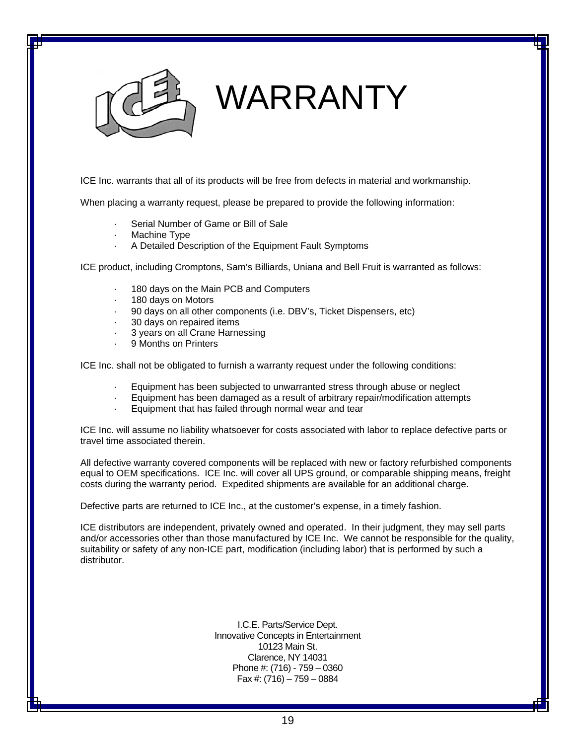# WARRANTY

ICE Inc. warrants that all of its products will be free from defects in material and workmanship.

When placing a warranty request, please be prepared to provide the following information:

- Serial Number of Game or Bill of Sale
- Machine Type
- A Detailed Description of the Equipment Fault Symptoms

ICE product, including Cromptons, Sam's Billiards, Uniana and Bell Fruit is warranted as follows:

- 180 days on the Main PCB and Computers
- 180 days on Motors
- 90 days on all other components (i.e. DBV's, Ticket Dispensers, etc)
- 30 days on repaired items
- 3 years on all Crane Harnessing
- 9 Months on Printers

ICE Inc. shall not be obligated to furnish a warranty request under the following conditions:

- Equipment has been subjected to unwarranted stress through abuse or neglect
- Equipment has been damaged as a result of arbitrary repair/modification attempts
- Equipment that has failed through normal wear and tear

ICE Inc. will assume no liability whatsoever for costs associated with labor to replace defective parts or travel time associated therein.

All defective warranty covered components will be replaced with new or factory refurbished components equal to OEM specifications. ICE Inc. will cover all UPS ground, or comparable shipping means, freight costs during the warranty period. Expedited shipments are available for an additional charge.

Defective parts are returned to ICE Inc., at the customer's expense, in a timely fashion.

ICE distributors are independent, privately owned and operated. In their judgment, they may sell parts and/or accessories other than those manufactured by ICE Inc. We cannot be responsible for the quality, suitability or safety of any non-ICE part, modification (including labor) that is performed by such a distributor.

I.C.E. Parts/Service Dept.
Innovative Concepts in Entertainment
10123 Main St.
Clarence, NY 14031
Phone #: (716) - 759 – 0360
Fax #: (716) – 759 – 0884